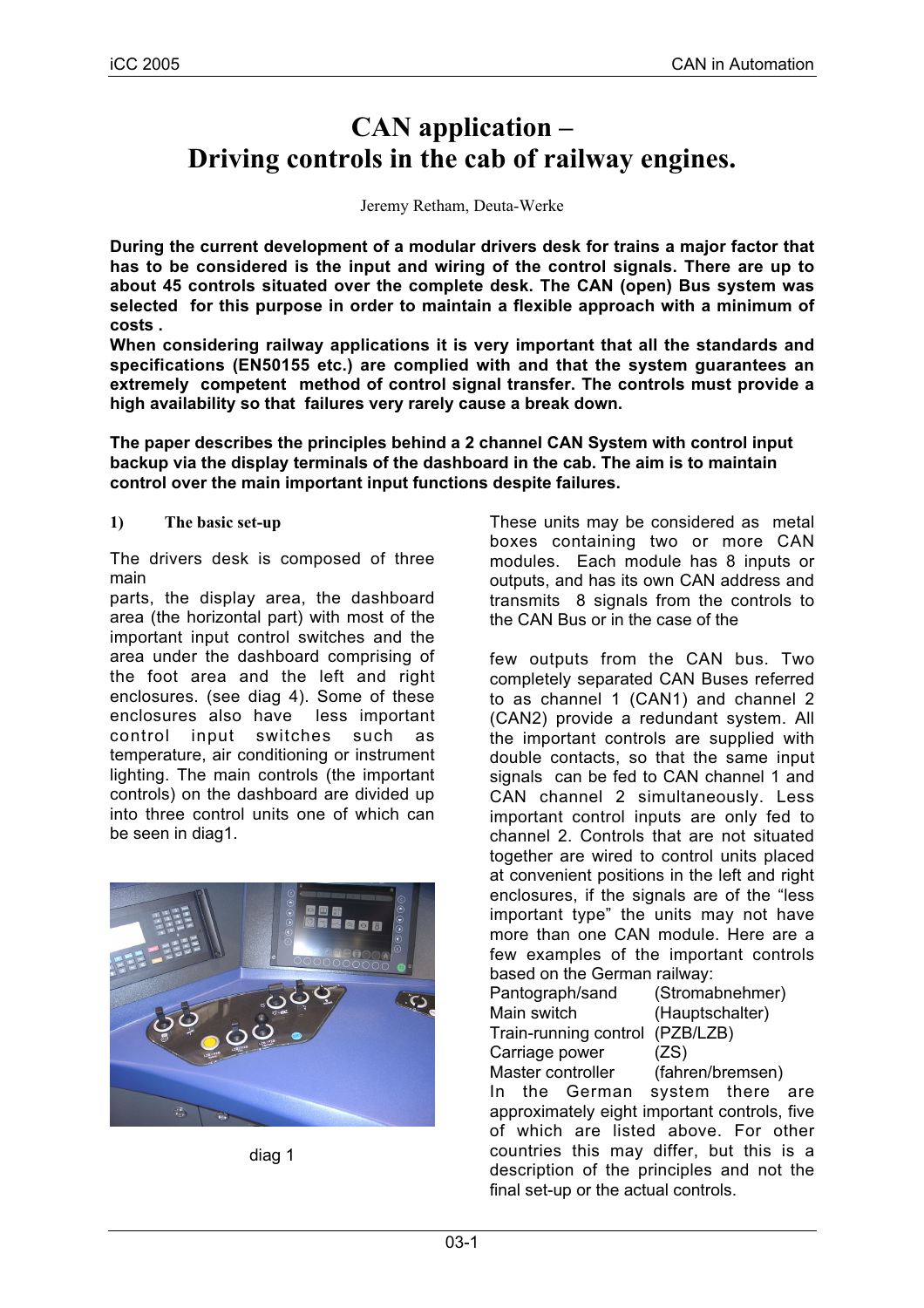# CAN application – Driving controls in the cab of railway engines.

Jeremy Retham, Deuta-Werke

**During the current development of a modular drivers desk for trains a major factor that has to be considered is the input and wiring of the control signals. There are up to about 45 controls situated over the complete desk. The CAN (open) Bus system was selected for this purpose in order to maintain a flexible approach with a minimum of costs .**
**When considering railway applications it is very important that all the standards and specifications (EN50155 etc.) are complied with and that the system guarantees an extremely competent method of control signal transfer. The controls must provide a high availability so that failures very rarely cause a break down.**

**The paper describes the principles behind a 2 channel CAN System with control input backup via the display terminals of the dashboard in the cab. The aim is to maintain control over the main important input functions despite failures.**

## 1) The basic set-up

The drivers desk is composed of three main parts, the display area, the dashboard area (the horizontal part) with most of the important input control switches and the area under the dashboard comprising of the foot area and the left and right enclosures. (see diag 4). Some of these enclosures also have less important control input switches such as temperature, air conditioning or instrument lighting. The main controls (the important controls) on the dashboard are divided up into three control units one of which can be seen in diag1.

diag 1

These units may be considered as metal boxes containing two or more CAN modules. Each module has 8 inputs or outputs, and has its own CAN address and transmits 8 signals from the controls to the CAN Bus or in the case of the few outputs from the CAN bus. Two completely separated CAN Buses referred to as channel 1 (CAN1) and channel 2 (CAN2) provide a redundant system. All the important controls are supplied with double contacts, so that the same input signals can be fed to CAN channel 1 and CAN channel 2 simultaneously. Less important control inputs are only fed to channel 2. Controls that are not situated together are wired to control units placed at convenient positions in the left and right enclosures, if the signals are of the "less important type" the units may not have more than one CAN module. Here are a few examples of the important controls based on the German railway:

| | |
|---|---|
| Pantograph/sand | (Stromabnehmer) |
| Main switch | (Hauptschalter) |
| Train-running control | (PZB/LZB) |
| Carriage power | (ZS) |
| Master controller | (fahren/bremsen) |

In the German system there are approximately eight important controls, five of which are listed above. For other countries this may differ, but this is a description of the principles and not the final set-up or the actual controls.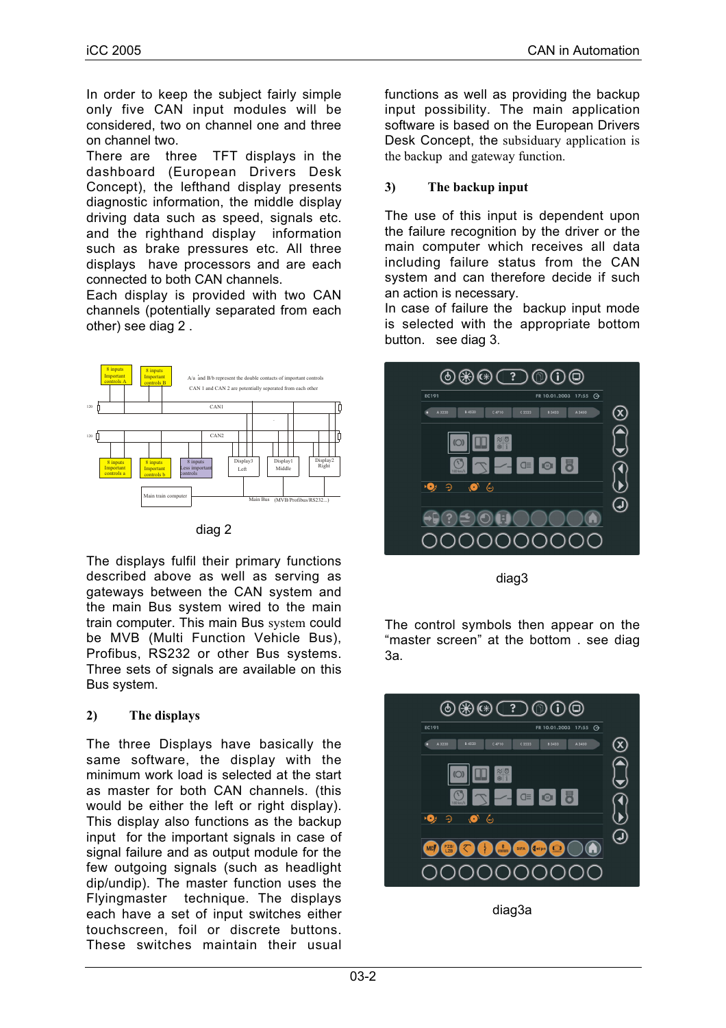In order to keep the subject fairly simple only five CAN input modules will be considered, two on channel one and three on channel two.

There are three TFT displays in the dashboard (European Drivers Desk Concept), the lefthand display presents diagnostic information, the middle display driving data such as speed, signals etc. and the righthand display information such as brake pressures etc. All three displays have processors and are each connected to both CAN channels.

Each display is provided with two CAN channels (potentially separated from each other) see diag 2 .

diag 2

The displays fulfil their primary functions described above as well as serving as gateways between the CAN system and the main Bus system wired to the main train computer. This main Bus system could be MVB (Multi Function Vehicle Bus), Profibus, RS232 or other Bus systems. Three sets of signals are available on this Bus system.

## 2) The displays

The three Displays have basically the same software, the display with the minimum work load is selected at the start as master for both CAN channels. (this would be either the left or right display). This display also functions as the backup input for the important signals in case of signal failure and as output module for the few outgoing signals (such as headlight dip/undip). The master function uses the Flyingmaster technique. The displays each have a set of input switches either touchscreen, foil or discrete buttons. These switches maintain their usual functions as well as providing the backup input possibility. The main application software is based on the European Drivers Desk Concept, the subsidiary application is the backup and gateway function.

## 3) The backup input

The use of this input is dependent upon the failure recognition by the driver or the main computer which receives all data including failure status from the CAN system and can therefore decide if such an action is necessary.

In case of failure the backup input mode is selected with the appropriate bottom button. see diag 3.

diag3

The control symbols then appear on the "master screen" at the bottom . see diag 3a.

diag3a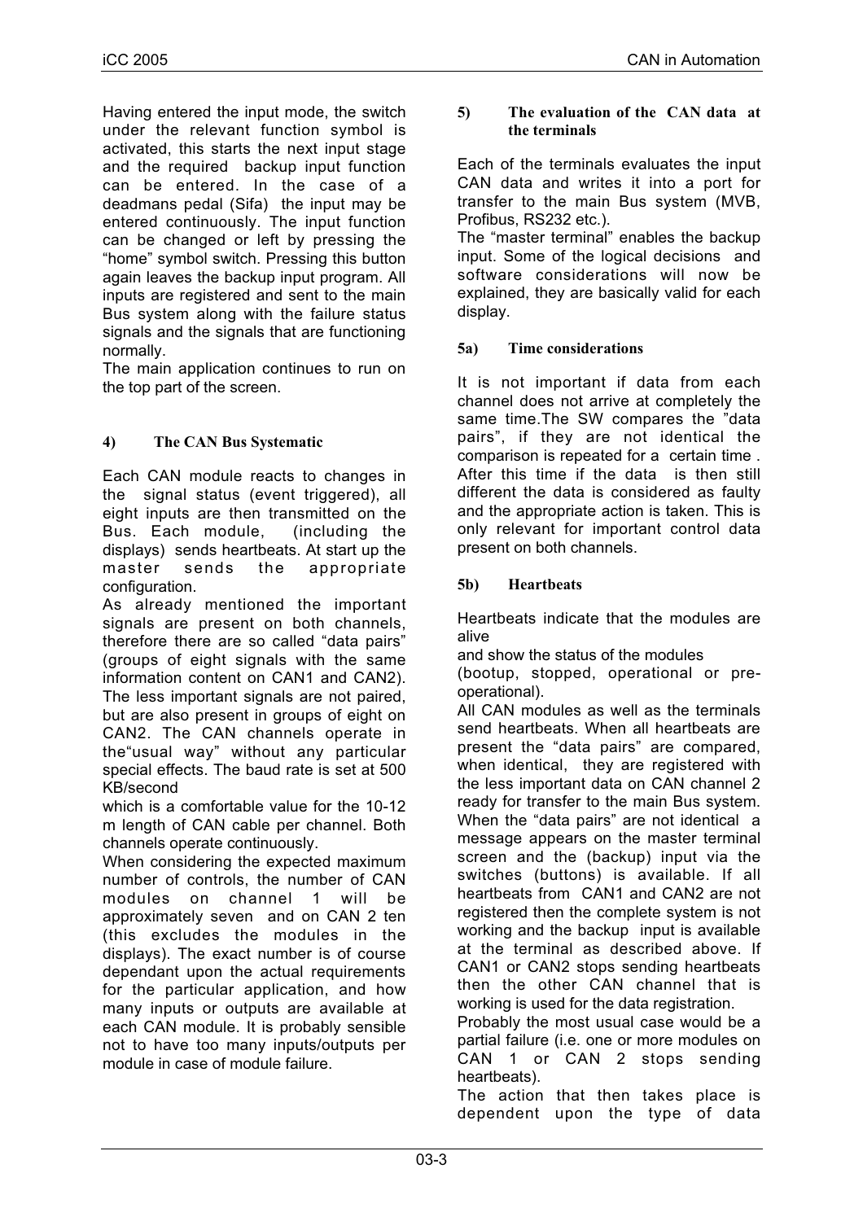Having entered the input mode, the switch under the relevant function symbol is activated, this starts the next input stage and the required backup input function can be entered. In the case of a deadmans pedal (Sifa) the input may be entered continuously. The input function can be changed or left by pressing the "home" symbol switch. Pressing this button again leaves the backup input program. All inputs are registered and sent to the main Bus system along with the failure status signals and the signals that are functioning normally.

The main application continues to run on the top part of the screen.

#### 4) The CAN Bus Systematic

Each CAN module reacts to changes in the signal status (event triggered), all eight inputs are then transmitted on the Bus. Each module, (including the displays) sends heartbeats. At start up the master sends the appropriate configuration.

As already mentioned the important signals are present on both channels, therefore there are so called "data pairs" (groups of eight signals with the same information content on CAN1 and CAN2). The less important signals are not paired, but are also present in groups of eight on CAN2. The CAN channels operate in the"usual way" without any particular special effects. The baud rate is set at 500 KB/second

which is a comfortable value for the 10-12 m length of CAN cable per channel. Both channels operate continuously.

When considering the expected maximum number of controls, the number of CAN modules on channel 1 will be approximately seven and on CAN 2 ten (this excludes the modules in the displays). The exact number is of course dependant upon the actual requirements for the particular application, and how many inputs or outputs are available at each CAN module. It is probably sensible not to have too many inputs/outputs per module in case of module failure.

#### 5) The evaluation of the CAN data at the terminals

Each of the terminals evaluates the input CAN data and writes it into a port for transfer to the main Bus system (MVB, Profibus, RS232 etc.).

The "master terminal" enables the backup input. Some of the logical decisions and software considerations will now be explained, they are basically valid for each display.

#### 5a) Time considerations

It is not important if data from each channel does not arrive at completely the same time.The SW compares the "data pairs", if they are not identical the comparison is repeated for a certain time . After this time if the data is then still different the data is considered as faulty and the appropriate action is taken. This is only relevant for important control data present on both channels.

#### 5b) Heartbeats

Heartbeats indicate that the modules are alive

and show the status of the modules

(bootup, stopped, operational or pre-operational).

All CAN modules as well as the terminals send heartbeats. When all heartbeats are present the "data pairs" are compared, when identical, they are registered with the less important data on CAN channel 2 ready for transfer to the main Bus system. When the "data pairs" are not identical a message appears on the master terminal screen and the (backup) input via the switches (buttons) is available. If all heartbeats from CAN1 and CAN2 are not registered then the complete system is not working and the backup input is available at the terminal as described above. If CAN1 or CAN2 stops sending heartbeats then the other CAN channel that is working is used for the data registration.

Probably the most usual case would be a partial failure (i.e. one or more modules on CAN 1 or CAN 2 stops sending heartbeats).

The action that then takes place is dependent upon the type of data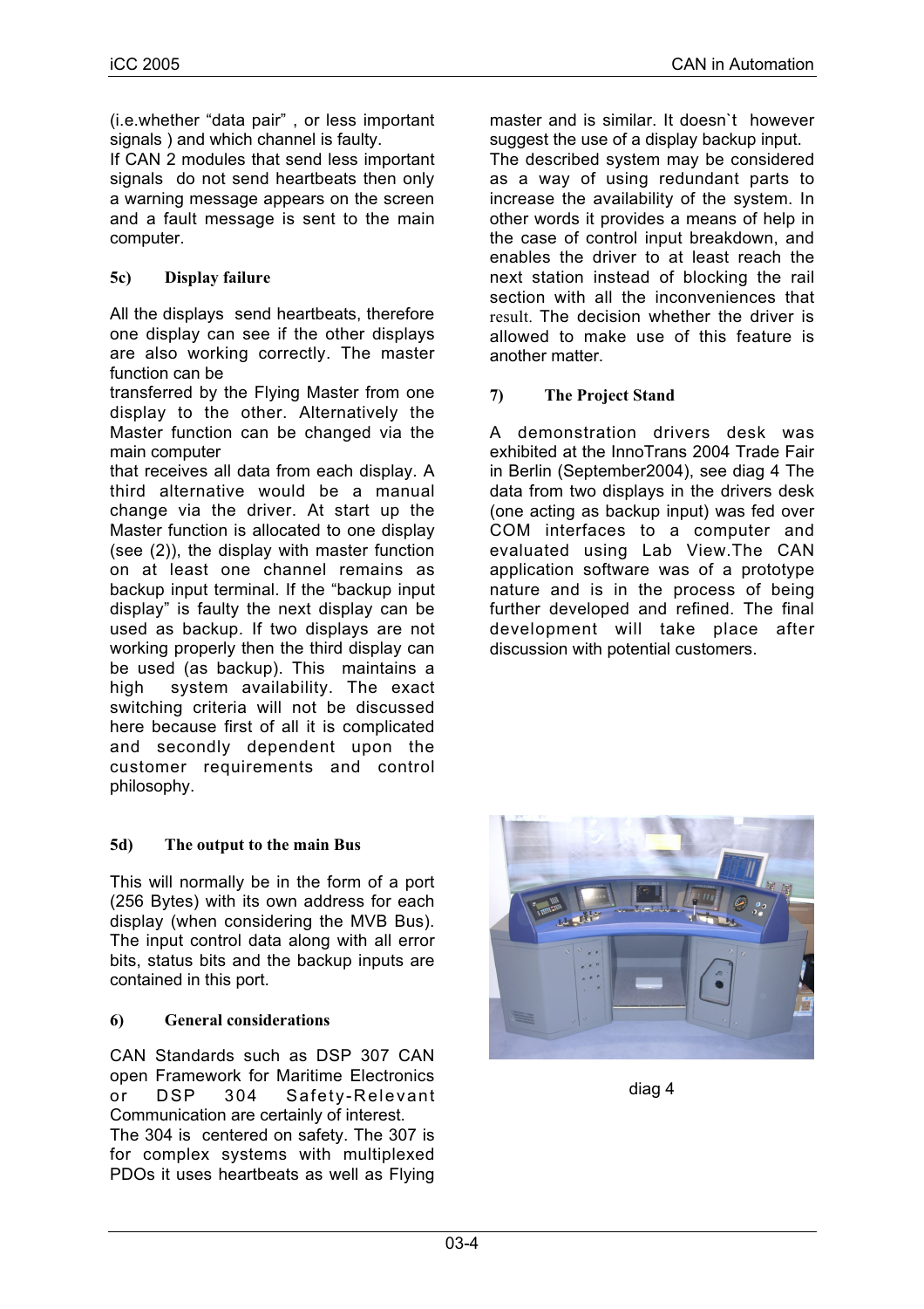(i.e.whether “data pair” , or less important signals ) and which channel is faulty.
If CAN 2 modules that send less important signals do not send heartbeats then only a warning message appears on the screen and a fault message is sent to the main computer.

**5c) Display failure**

All the displays send heartbeats, therefore one display can see if the other displays are also working correctly. The master function can be
transferred by the Flying Master from one display to the other. Alternatively the Master function can be changed via the main computer
that receives all data from each display. A third alternative would be a manual change via the driver. At start up the Master function is allocated to one display (see (2)), the display with master function on at least one channel remains as backup input terminal. If the “backup input display” is faulty the next display can be used as backup. If two displays are not working properly then the third display can be used (as backup). This maintains a high system availability. The exact switching criteria will not be discussed here because first of all it is complicated and secondly dependent upon the customer requirements and control philosophy.

**5d) The output to the main Bus**

This will normally be in the form of a port (256 Bytes) with its own address for each display (when considering the MVB Bus). The input control data along with all error bits, status bits and the backup inputs are contained in this port.

**6) General considerations**

CAN Standards such as DSP 307 CAN open Framework for Maritime Electronics or DSP 304 Safety-Relevant Communication are certainly of interest.
The 304 is centered on safety. The 307 is for complex systems with multiplexed PDOs it uses heartbeats as well as Flying master and is similar. It doesn`t however suggest the use of a display backup input.
The described system may be considered as a way of using redundant parts to increase the availability of the system. In other words it provides a means of help in the case of control input breakdown, and enables the driver to at least reach the next station instead of blocking the rail section with all the inconveniences that result. The decision whether the driver is allowed to make use of this feature is another matter.

**7) The Project Stand**

A demonstration drivers desk was exhibited at the InnoTrans 2004 Trade Fair in Berlin (September2004), see diag 4 The data from two displays in the drivers desk (one acting as backup input) was fed over COM interfaces to a computer and evaluated using Lab View.The CAN application software was of a prototype nature and is in the process of being further developed and refined. The final development will take place after discussion with potential customers.

diag 4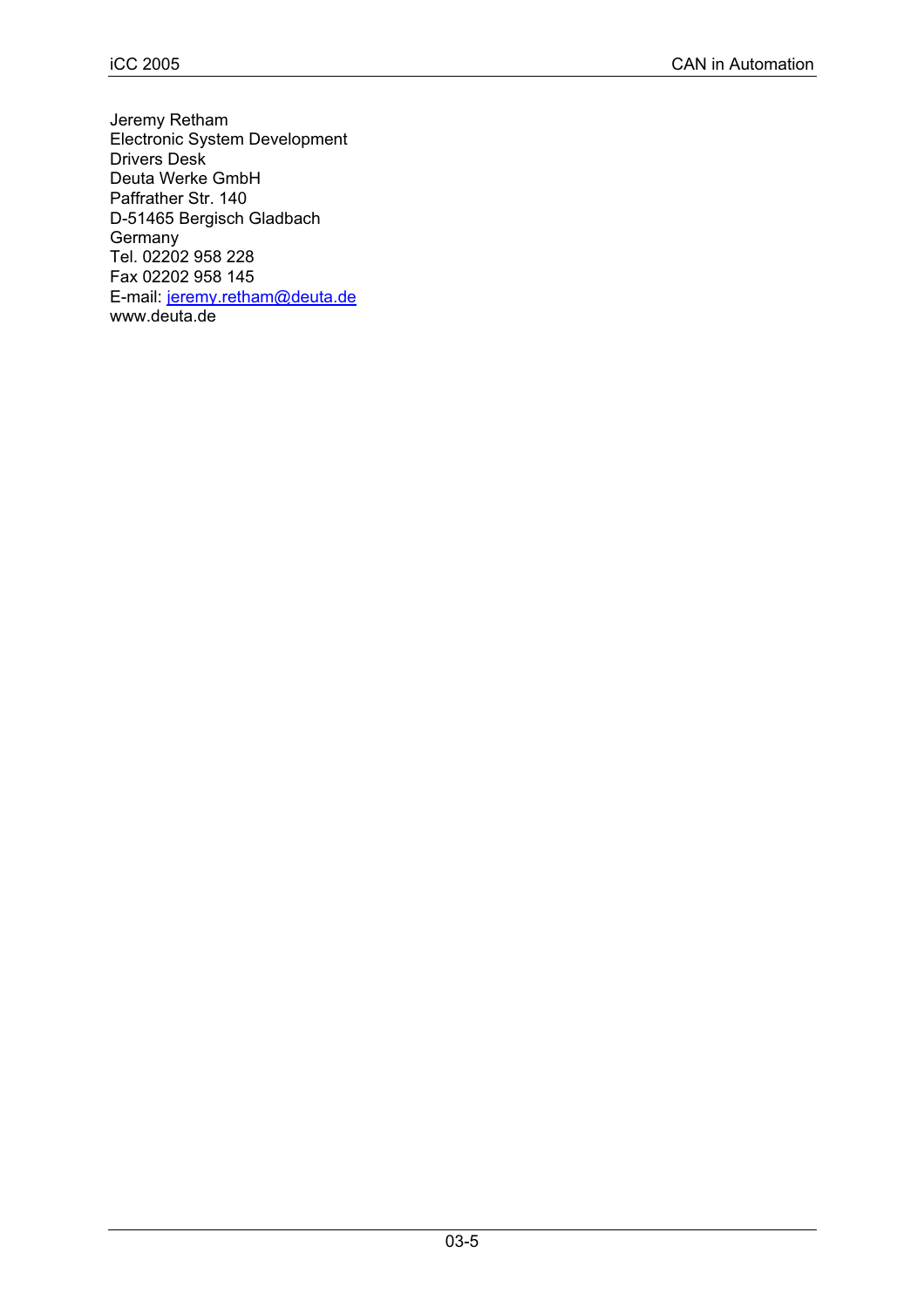Jeremy Retham  
Electronic System Development  
Drivers Desk  
Deuta Werke GmbH  
Paffrather Str. 140  
D-51465 Bergisch Gladbach  
Germany  
Tel. 02202 958 228  
Fax 02202 958 145  
E-mail: jeremy.retham@deuta.de  
www.deuta.de